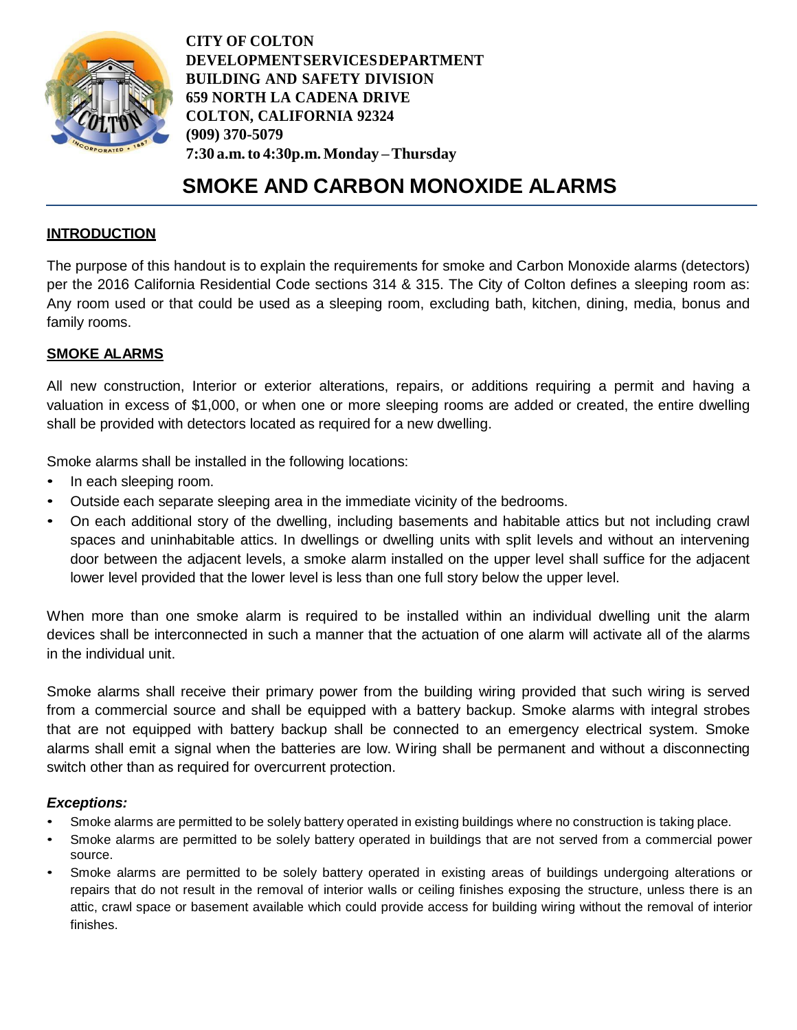**CITY OF COLTON**
**DEVELOPMENTSERVICESDEPARTMENT**
**BUILDING AND SAFETY DIVISION**
**659 NORTH LA CADENA DRIVE**
**COLTON, CALIFORNIA 92324**
**(909) 370-5079**
**7:30 a.m. to 4:30p.m. Monday – Thursday**

# SMOKE AND CARBON MONOXIDE ALARMS

## INTRODUCTION

The purpose of this handout is to explain the requirements for smoke and Carbon Monoxide alarms (detectors) per the 2016 California Residential Code sections 314 & 315. The City of Colton defines a sleeping room as: Any room used or that could be used as a sleeping room, excluding bath, kitchen, dining, media, bonus and family rooms.

## SMOKE ALARMS

All new construction, Interior or exterior alterations, repairs, or additions requiring a permit and having a valuation in excess of $1,000, or when one or more sleeping rooms are added or created, the entire dwelling shall be provided with detectors located as required for a new dwelling.

Smoke alarms shall be installed in the following locations:

- In each sleeping room.
- Outside each separate sleeping area in the immediate vicinity of the bedrooms.
- On each additional story of the dwelling, including basements and habitable attics but not including crawl spaces and uninhabitable attics. In dwellings or dwelling units with split levels and without an intervening door between the adjacent levels, a smoke alarm installed on the upper level shall suffice for the adjacent lower level provided that the lower level is less than one full story below the upper level.

When more than one smoke alarm is required to be installed within an individual dwelling unit the alarm devices shall be interconnected in such a manner that the actuation of one alarm will activate all of the alarms in the individual unit.

Smoke alarms shall receive their primary power from the building wiring provided that such wiring is served from a commercial source and shall be equipped with a battery backup. Smoke alarms with integral strobes that are not equipped with battery backup shall be connected to an emergency electrical system. Smoke alarms shall emit a signal when the batteries are low. Wiring shall be permanent and without a disconnecting switch other than as required for overcurrent protection.

***Exceptions:***

- Smoke alarms are permitted to be solely battery operated in existing buildings where no construction is taking place.
- Smoke alarms are permitted to be solely battery operated in buildings that are not served from a commercial power source.
- Smoke alarms are permitted to be solely battery operated in existing areas of buildings undergoing alterations or repairs that do not result in the removal of interior walls or ceiling finishes exposing the structure, unless there is an attic, crawl space or basement available which could provide access for building wiring without the removal of interior finishes.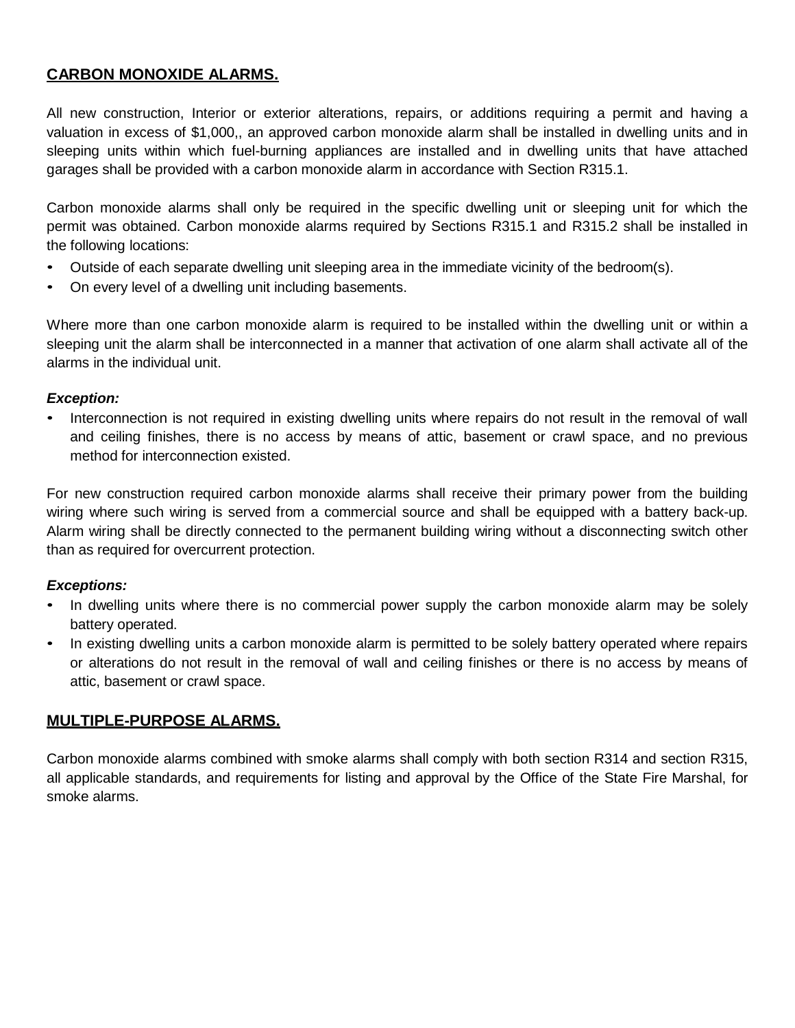## CARBON MONOXIDE ALARMS.

All new construction, Interior or exterior alterations, repairs, or additions requiring a permit and having a valuation in excess of $1,000,, an approved carbon monoxide alarm shall be installed in dwelling units and in sleeping units within which fuel-burning appliances are installed and in dwelling units that have attached garages shall be provided with a carbon monoxide alarm in accordance with Section R315.1.

Carbon monoxide alarms shall only be required in the specific dwelling unit or sleeping unit for which the permit was obtained. Carbon monoxide alarms required by Sections R315.1 and R315.2 shall be installed in the following locations:

- Outside of each separate dwelling unit sleeping area in the immediate vicinity of the bedroom(s).
- On every level of a dwelling unit including basements.

Where more than one carbon monoxide alarm is required to be installed within the dwelling unit or within a sleeping unit the alarm shall be interconnected in a manner that activation of one alarm shall activate all of the alarms in the individual unit.

***Exception:***

- Interconnection is not required in existing dwelling units where repairs do not result in the removal of wall and ceiling finishes, there is no access by means of attic, basement or crawl space, and no previous method for interconnection existed.

For new construction required carbon monoxide alarms shall receive their primary power from the building wiring where such wiring is served from a commercial source and shall be equipped with a battery back-up. Alarm wiring shall be directly connected to the permanent building wiring without a disconnecting switch other than as required for overcurrent protection.

***Exceptions:***

- In dwelling units where there is no commercial power supply the carbon monoxide alarm may be solely battery operated.
- In existing dwelling units a carbon monoxide alarm is permitted to be solely battery operated where repairs or alterations do not result in the removal of wall and ceiling finishes or there is no access by means of attic, basement or crawl space.

## MULTIPLE-PURPOSE ALARMS.

Carbon monoxide alarms combined with smoke alarms shall comply with both section R314 and section R315, all applicable standards, and requirements for listing and approval by the Office of the State Fire Marshal, for smoke alarms.